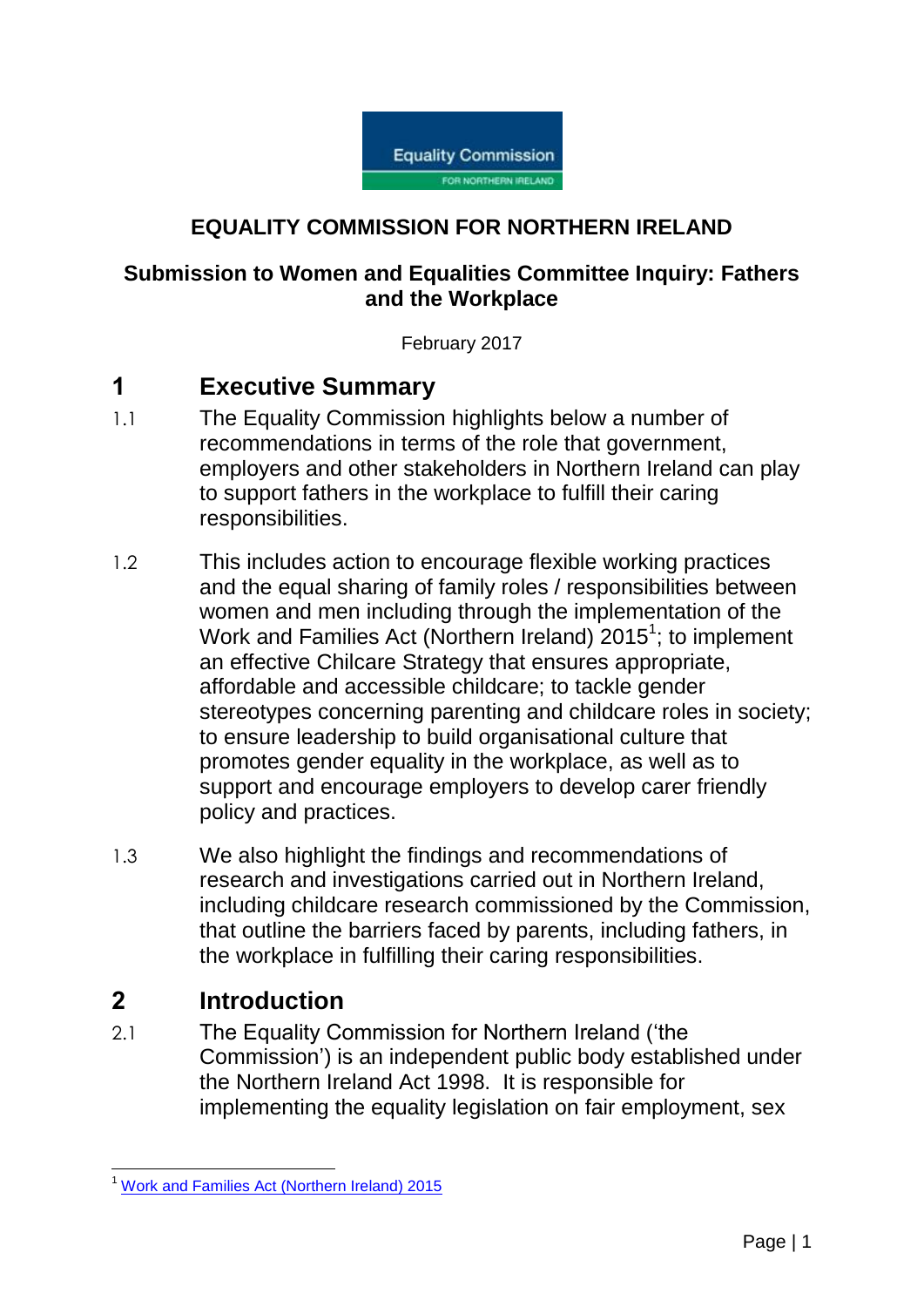# EQUALITY COMMISSION FOR NORTHERN IRELAND

## Submission to Women and Equalities Committee Inquiry: Fathers and the Workplace

February 2017

## 1 Executive Summary

1.1 The Equality Commission highlights below a number of recommendations in terms of the role that government, employers and other stakeholders in Northern Ireland can play to support fathers in the workplace to fulfill their caring responsibilities.

1.2 This includes action to encourage flexible working practices and the equal sharing of family roles / responsibilities between women and men including through the implementation of the Work and Families Act (Northern Ireland) 2015[1]; to implement an effective Chilcare Strategy that ensures appropriate, affordable and accessible childcare; to tackle gender stereotypes concerning parenting and childcare roles in society; to ensure leadership to build organisational culture that promotes gender equality in the workplace, as well as to support and encourage employers to develop carer friendly policy and practices.

1.3 We also highlight the findings and recommendations of research and investigations carried out in Northern Ireland, including childcare research commissioned by the Commission, that outline the barriers faced by parents, including fathers, in the workplace in fulfilling their caring responsibilities.

## 2 Introduction

2.1 The Equality Commission for Northern Ireland ('the Commission') is an independent public body established under the Northern Ireland Act 1998. It is responsible for implementing the equality legislation on fair employment, sex

---

[1] Work and Families Act (Northern Ireland) 2015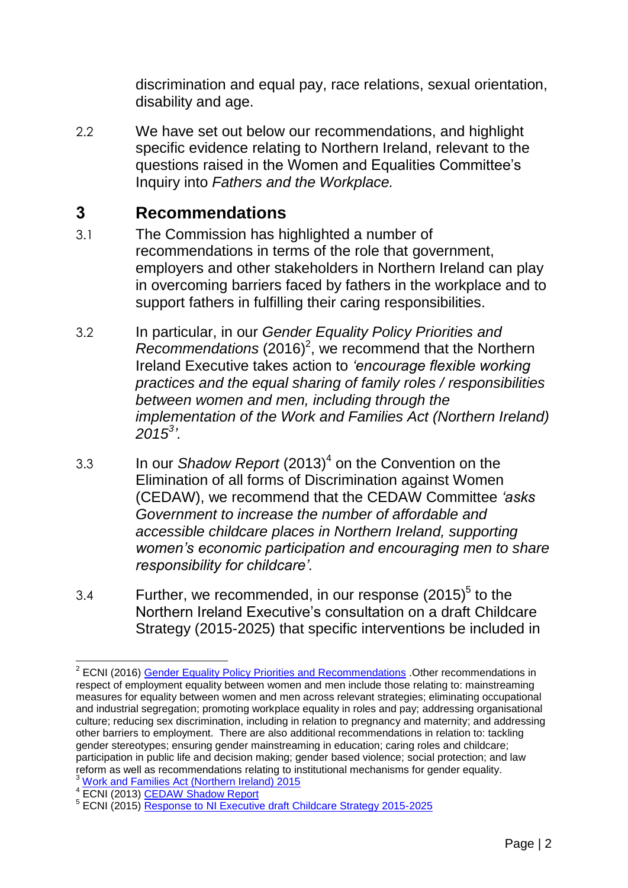discrimination and equal pay, race relations, sexual orientation, disability and age.

2.2 We have set out below our recommendations, and highlight specific evidence relating to Northern Ireland, relevant to the questions raised in the Women and Equalities Committee's Inquiry into *Fathers and the Workplace.*

## 3 Recommendations

3.1 The Commission has highlighted a number of recommendations in terms of the role that government, employers and other stakeholders in Northern Ireland can play in overcoming barriers faced by fathers in the workplace and to support fathers in fulfilling their caring responsibilities.

3.2 In particular, in our *Gender Equality Policy Priorities and Recommendations* (2016)[2], we recommend that the Northern Ireland Executive takes action to *'encourage flexible working practices and the equal sharing of family roles / responsibilities between women and men, including through the implementation of the Work and Families Act (Northern Ireland) 2015[3]'.*

3.3 In our *Shadow Report* (2013)[4] on the Convention on the Elimination of all forms of Discrimination against Women (CEDAW), we recommend that the CEDAW Committee *'asks Government to increase the number of affordable and accessible childcare places in Northern Ireland, supporting women's economic participation and encouraging men to share responsibility for childcare'.*

3.4 Further, we recommended, in our response (2015)[5] to the Northern Ireland Executive's consultation on a draft Childcare Strategy (2015-2025) that specific interventions be included in

---

[2] ECNI (2016) Gender Equality Policy Priorities and Recommendations .Other recommendations in respect of employment equality between women and men include those relating to: mainstreaming measures for equality between women and men across relevant strategies; eliminating occupational and industrial segregation; promoting workplace equality in roles and pay; addressing organisational culture; reducing sex discrimination, including in relation to pregnancy and maternity; and addressing other barriers to employment. There are also additional recommendations in relation to: tackling gender stereotypes; ensuring gender mainstreaming in education; caring roles and childcare; participation in public life and decision making; gender based violence; social protection; and law reform as well as recommendations relating to institutional mechanisms for gender equality.

[3] Work and Families Act (Northern Ireland) 2015

[4] ECNI (2013) CEDAW Shadow Report

[5] ECNI (2015) Response to NI Executive draft Childcare Strategy 2015-2025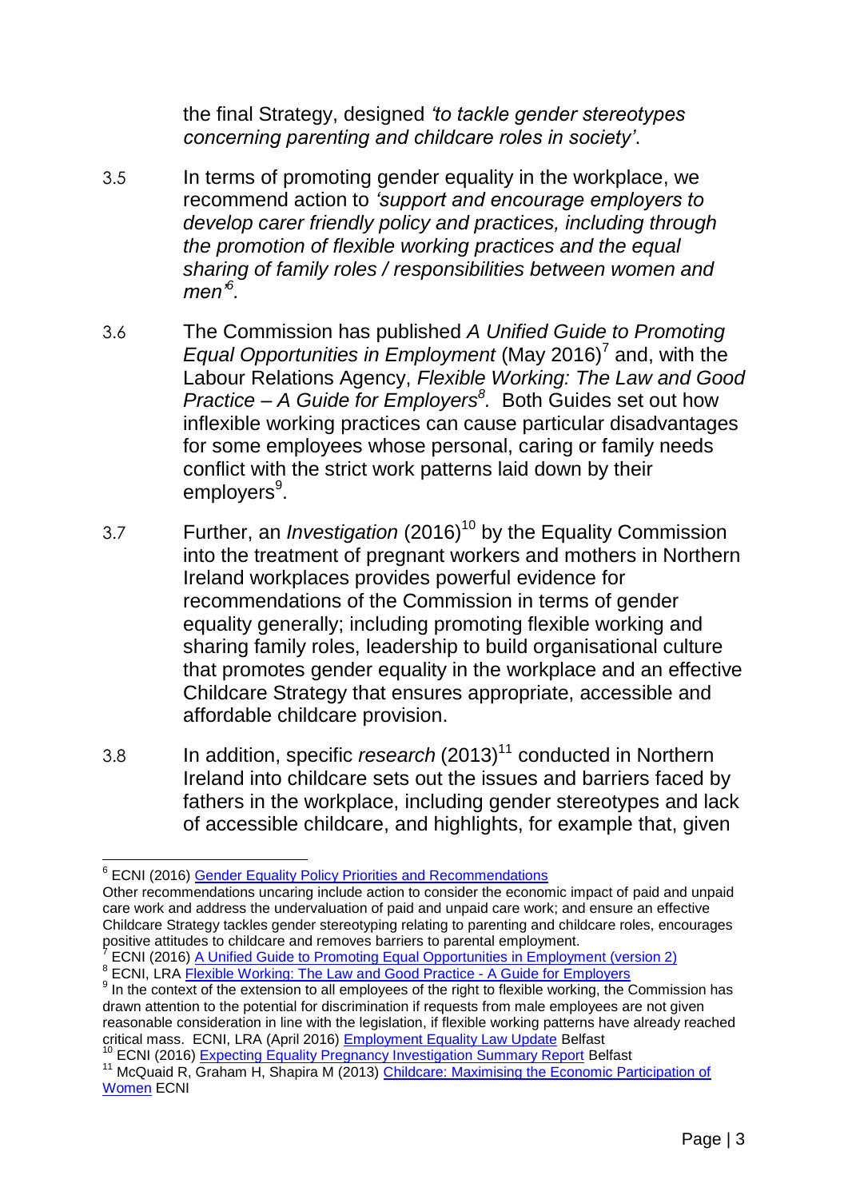the final Strategy, designed *'to tackle gender stereotypes concerning parenting and childcare roles in society'*.

3.5 In terms of promoting gender equality in the workplace, we recommend action to *'support and encourage employers to develop carer friendly policy and practices, including through the promotion of flexible working practices and the equal sharing of family roles / responsibilities between women and men'*[6].

3.6 The Commission has published *A Unified Guide to Promoting Equal Opportunities in Employment* (May 2016)[7] and, with the Labour Relations Agency, *Flexible Working: The Law and Good Practice – A Guide for Employers*[8]. Both Guides set out how inflexible working practices can cause particular disadvantages for some employees whose personal, caring or family needs conflict with the strict work patterns laid down by their employers[9].

3.7 Further, an *Investigation* (2016)[10] by the Equality Commission into the treatment of pregnant workers and mothers in Northern Ireland workplaces provides powerful evidence for recommendations of the Commission in terms of gender equality generally; including promoting flexible working and sharing family roles, leadership to build organisational culture that promotes gender equality in the workplace and an effective Childcare Strategy that ensures appropriate, accessible and affordable childcare provision.

3.8 In addition, specific *research* (2013)[11] conducted in Northern Ireland into childcare sets out the issues and barriers faced by fathers in the workplace, including gender stereotypes and lack of accessible childcare, and highlights, for example that, given

---

[6] ECNI (2016) [Gender Equality Policy Priorities and Recommendations]
Other recommendations uncaring include action to consider the economic impact of paid and unpaid care work and address the undervaluation of paid and unpaid care work; and ensure an effective Childcare Strategy tackles gender stereotyping relating to parenting and childcare roles, encourages positive attitudes to childcare and removes barriers to parental employment.

[7] ECNI (2016) [A Unified Guide to Promoting Equal Opportunities in Employment (version 2)]

[8] ECNI, LRA [Flexible Working: The Law and Good Practice - A Guide for Employers]

[9] In the context of the extension to all employees of the right to flexible working, the Commission has drawn attention to the potential for discrimination if requests from male employees are not given reasonable consideration in line with the legislation, if flexible working patterns have already reached critical mass. ECNI, LRA (April 2016) [Employment Equality Law Update] Belfast

[10] ECNI (2016) [Expecting Equality Pregnancy Investigation Summary Report] Belfast

[11] McQuaid R, Graham H, Shapira M (2013) [Childcare: Maximising the Economic Participation of Women] ECNI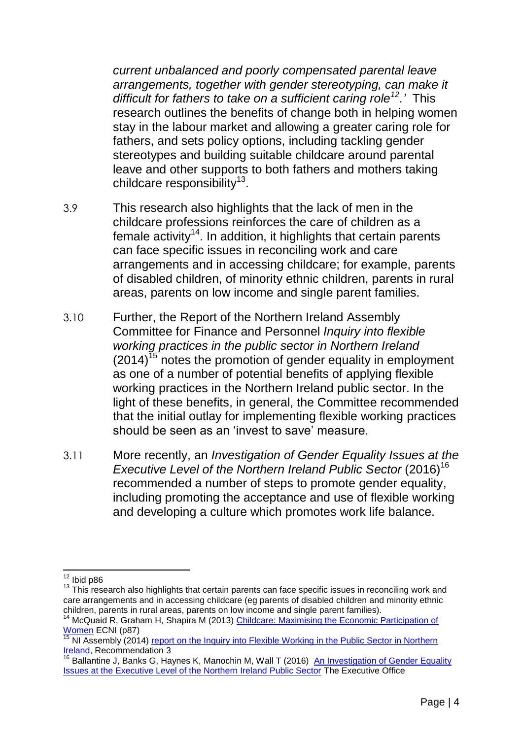*current unbalanced and poorly compensated parental leave arrangements, together with gender stereotyping, can make it difficult for fathers to take on a sufficient caring role*[12]*.'* This research outlines the benefits of change both in helping women stay in the labour market and allowing a greater caring role for fathers, and sets policy options, including tackling gender stereotypes and building suitable childcare around parental leave and other supports to both fathers and mothers taking childcare responsibility[13].

3.9 This research also highlights that the lack of men in the childcare professions reinforces the care of children as a female activity[14]. In addition, it highlights that certain parents can face specific issues in reconciling work and care arrangements and in accessing childcare; for example, parents of disabled children, of minority ethnic children, parents in rural areas, parents on low income and single parent families.

3.10 Further, the Report of the Northern Ireland Assembly Committee for Finance and Personnel *Inquiry into flexible working practices in the public sector in Northern Ireland* (2014)[15] notes the promotion of gender equality in employment as one of a number of potential benefits of applying flexible working practices in the Northern Ireland public sector. In the light of these benefits, in general, the Committee recommended that the initial outlay for implementing flexible working practices should be seen as an 'invest to save' measure.

3.11 More recently, an *Investigation of Gender Equality Issues at the Executive Level of the Northern Ireland Public Sector* (2016)[16] recommended a number of steps to promote gender equality, including promoting the acceptance and use of flexible working and developing a culture which promotes work life balance.

---

[12] Ibid p86

[13] This research also highlights that certain parents can face specific issues in reconciling work and care arrangements and in accessing childcare (eg parents of disabled children and minority ethnic children, parents in rural areas, parents on low income and single parent families).

[14] McQuaid R, Graham H, Shapira M (2013) Childcare: Maximising the Economic Participation of Women ECNI (p87)

[15] NI Assembly (2014) report on the Inquiry into Flexible Working in the Public Sector in Northern Ireland, Recommendation 3

[16] Ballantine J, Banks G, Haynes K, Manochin M, Wall T (2016) An Investigation of Gender Equality Issues at the Executive Level of the Northern Ireland Public Sector The Executive Office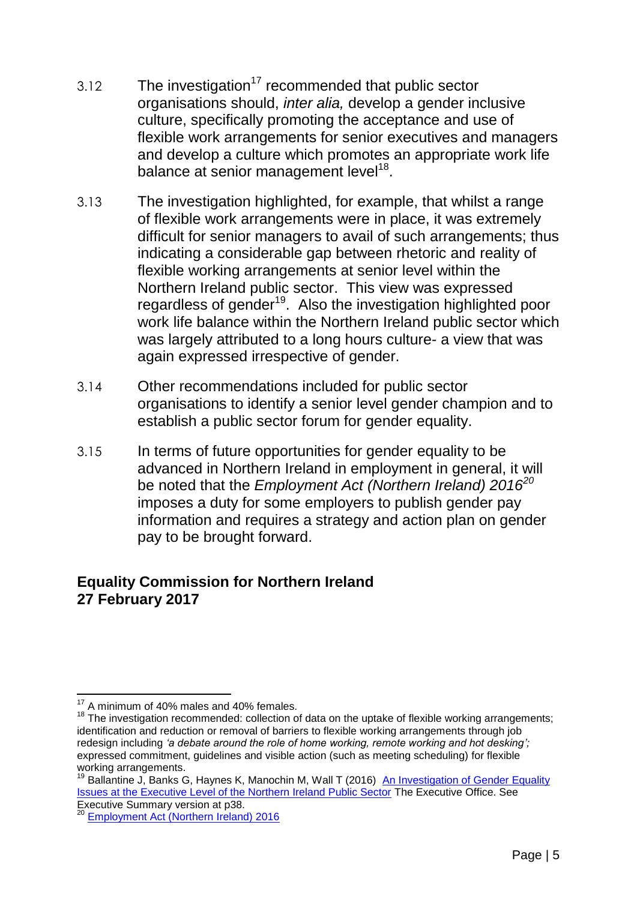3.12 The investigation[17] recommended that public sector organisations should, *inter alia,* develop a gender inclusive culture, specifically promoting the acceptance and use of flexible work arrangements for senior executives and managers and develop a culture which promotes an appropriate work life balance at senior management level[18].

3.13 The investigation highlighted, for example, that whilst a range of flexible work arrangements were in place, it was extremely difficult for senior managers to avail of such arrangements; thus indicating a considerable gap between rhetoric and reality of flexible working arrangements at senior level within the Northern Ireland public sector. This view was expressed regardless of gender[19]. Also the investigation highlighted poor work life balance within the Northern Ireland public sector which was largely attributed to a long hours culture- a view that was again expressed irrespective of gender.

3.14 Other recommendations included for public sector organisations to identify a senior level gender champion and to establish a public sector forum for gender equality.

3.15 In terms of future opportunities for gender equality to be advanced in Northern Ireland in employment in general, it will be noted that the *Employment Act (Northern Ireland) 2016*[20] imposes a duty for some employers to publish gender pay information and requires a strategy and action plan on gender pay to be brought forward.

**Equality Commission for Northern Ireland**
**27 February 2017**

---

[17] A minimum of 40% males and 40% females.

[18] The investigation recommended: collection of data on the uptake of flexible working arrangements; identification and reduction or removal of barriers to flexible working arrangements through job redesign including *'a debate around the role of home working, remote working and hot desking';* expressed commitment, guidelines and visible action (such as meeting scheduling) for flexible working arrangements.

[19] Ballantine J, Banks G, Haynes K, Manochin M, Wall T (2016) An Investigation of Gender Equality Issues at the Executive Level of the Northern Ireland Public Sector The Executive Office. See Executive Summary version at p38.

[20] Employment Act (Northern Ireland) 2016